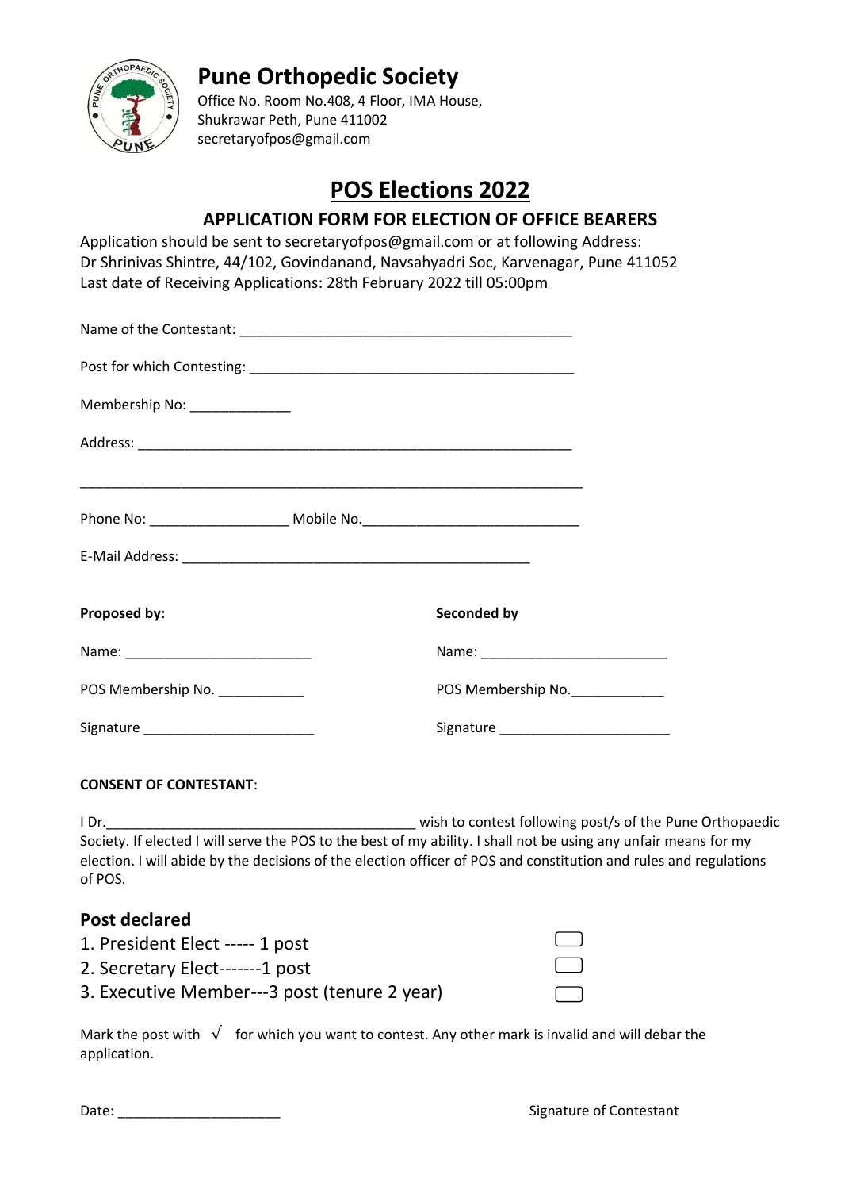# Pune Orthopedic Society

Office No. Room No.408, 4 Floor, IMA House,
Shukrawar Peth, Pune 411002
secretaryofpos@gmail.com

## POS Elections 2022

### APPLICATION FORM FOR ELECTION OF OFFICE BEARERS

Application should be sent to secretaryofpos@gmail.com or at following Address:
Dr Shrinivas Shintre, 44/102, Govindanand, Navsahyadri Soc, Karvenagar, Pune 411052
Last date of Receiving Applications: 28th February 2022 till 05:00pm

Name of the Contestant: ____________________________________________

Post for which Contesting: ___________________________________________

Membership No: _____________

Address: ________________________________________________________

_______________________________________________________________

Phone No: __________________ Mobile No.____________________________

E-Mail Address: ______________________________________________

| **Proposed by:** | **Seconded by** |
|---|---|
| Name: ________________________ | Name: ________________________ |
| POS Membership No. ___________ | POS Membership No.____________ |
| Signature ______________________ | Signature ______________________ |

**CONSENT OF CONTESTANT**:

I Dr.________________________________________ wish to contest following post/s of the Pune Orthopaedic Society. If elected I will serve the POS to the best of my ability. I shall not be using any unfair means for my election. I will abide by the decisions of the election officer of POS and constitution and rules and regulations of POS.

### Post declared

1. President Elect ----- 1 post ☐
2. Secretary Elect-------1 post ☐
3. Executive Member---3 post (tenure 2 year) ☐

Mark the post with √ for which you want to contest. Any other mark is invalid and will debar the application.

Date: _____________________ Signature of Contestant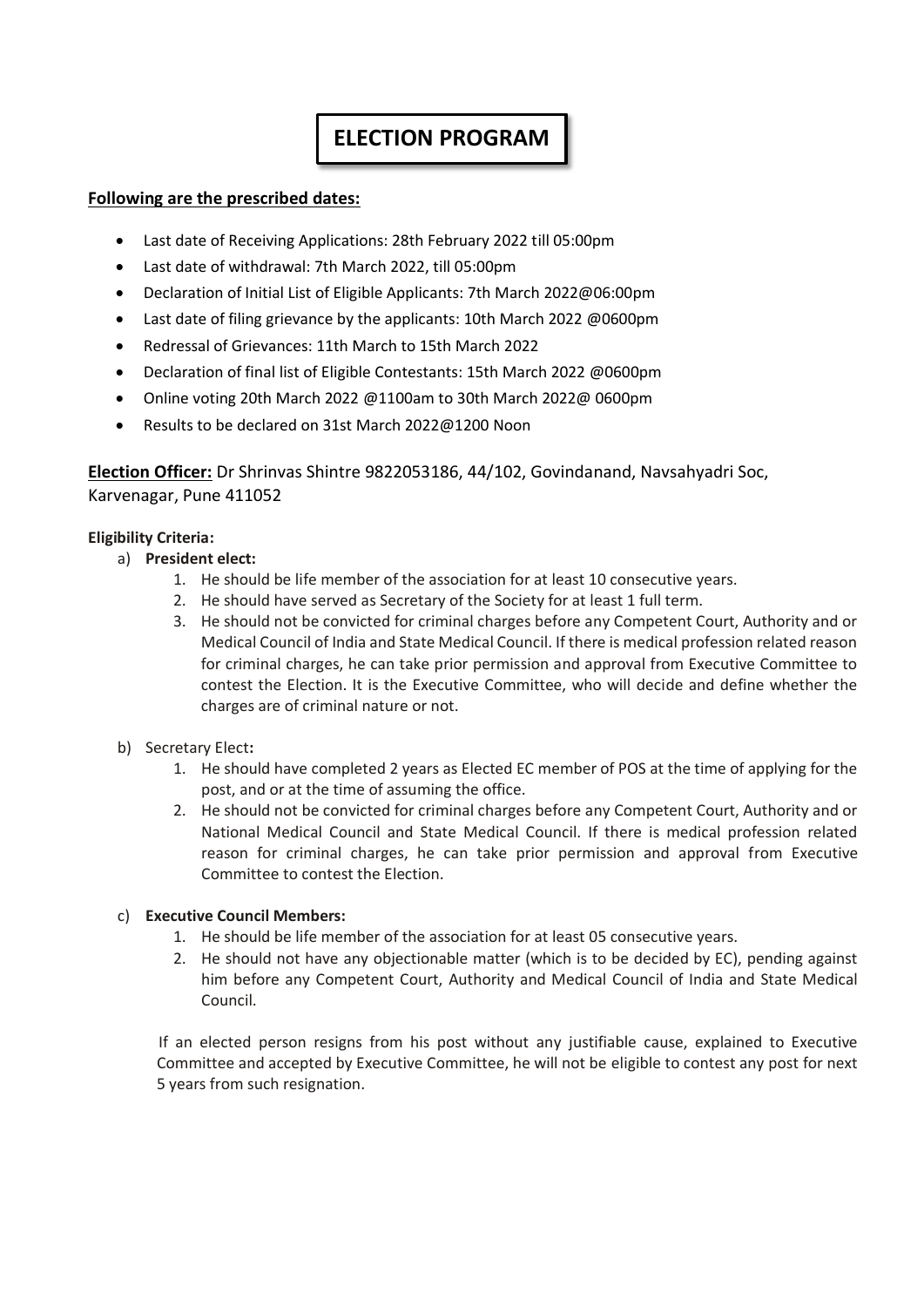# ELECTION PROGRAM

**Following are the prescribed dates:**

- Last date of Receiving Applications: 28th February 2022 till 05:00pm
- Last date of withdrawal: 7th March 2022, till 05:00pm
- Declaration of Initial List of Eligible Applicants: 7th March 2022@06:00pm
- Last date of filing grievance by the applicants: 10th March 2022 @0600pm
- Redressal of Grievances: 11th March to 15th March 2022
- Declaration of final list of Eligible Contestants: 15th March 2022 @0600pm
- Online voting 20th March 2022 @1100am to 30th March 2022@ 0600pm
- Results to be declared on 31st March 2022@1200 Noon

**Election Officer:** Dr Shrinvas Shintre 9822053186, 44/102, Govindanand, Navsahyadri Soc, Karvenagar, Pune 411052

**Eligibility Criteria:**

a) **President elect:**
   1. He should be life member of the association for at least 10 consecutive years.
   2. He should have served as Secretary of the Society for at least 1 full term.
   3. He should not be convicted for criminal charges before any Competent Court, Authority and or Medical Council of India and State Medical Council. If there is medical profession related reason for criminal charges, he can take prior permission and approval from Executive Committee to contest the Election. It is the Executive Committee, who will decide and define whether the charges are of criminal nature or not.

b) Secretary Elect**:**
   1. He should have completed 2 years as Elected EC member of POS at the time of applying for the post, and or at the time of assuming the office.
   2. He should not be convicted for criminal charges before any Competent Court, Authority and or National Medical Council and State Medical Council. If there is medical profession related reason for criminal charges, he can take prior permission and approval from Executive Committee to contest the Election.

c) **Executive Council Members:**
   1. He should be life member of the association for at least 05 consecutive years.
   2. He should not have any objectionable matter (which is to be decided by EC), pending against him before any Competent Court, Authority and Medical Council of India and State Medical Council.

If an elected person resigns from his post without any justifiable cause, explained to Executive Committee and accepted by Executive Committee, he will not be eligible to contest any post for next 5 years from such resignation.